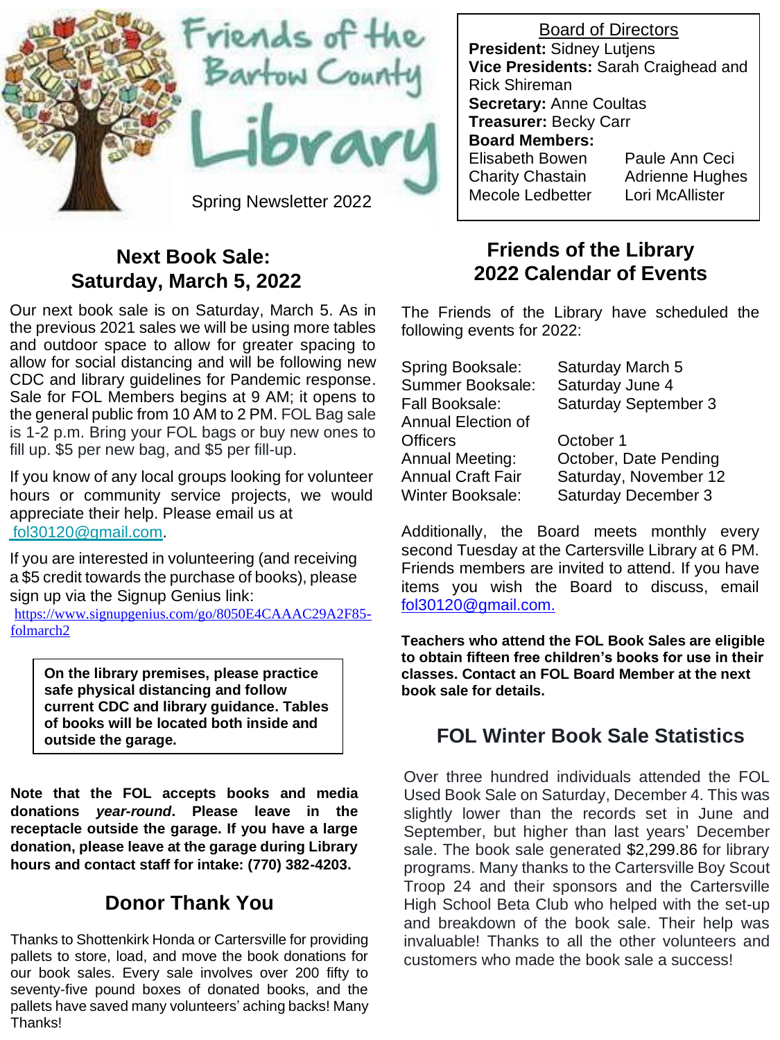# Friends of the Bartow County Library

Spring Newsletter 2022

**Board of Directors**

**President:** Sidney Lutjens
**Vice Presidents:** Sarah Craighead and Rick Shireman
**Secretary:** Anne Coultas
**Treasurer:** Becky Carr
**Board Members:**

| | |
|---|---|
| Elisabeth Bowen | Paule Ann Ceci |
| Charity Chastain | Adrienne Hughes |
| Mecole Ledbetter | Lori McAllister |

## Next Book Sale: Saturday, March 5, 2022

Our next book sale is on Saturday, March 5. As in the previous 2021 sales we will be using more tables and outdoor space to allow for greater spacing to allow for social distancing and will be following new CDC and library guidelines for Pandemic response. Sale for FOL Members begins at 9 AM; it opens to the general public from 10 AM to 2 PM. FOL Bag sale is 1-2 p.m. Bring your FOL bags or buy new ones to fill up. $5 per new bag, and $5 per fill-up.

If you know of any local groups looking for volunteer hours or community service projects, we would appreciate their help. Please email us at fol30120@gmail.com.

If you are interested in volunteering (and receiving a $5 credit towards the purchase of books), please sign up via the Signup Genius link: https://www.signupgenius.com/go/8050E4CAAAC29A2F85-folmarch2

**On the library premises, please practice safe physical distancing and follow current CDC and library guidance. Tables of books will be located both inside and outside the garage.**

**Note that the FOL accepts books and media donations *year-round*. Please leave in the receptacle outside the garage. If you have a large donation, please leave at the garage during Library hours and contact staff for intake: (770) 382-4203.**

## Donor Thank You

Thanks to Shottenkirk Honda or Cartersville for providing pallets to store, load, and move the book donations for our book sales. Every sale involves over 200 fifty to seventy-five pound boxes of donated books, and the pallets have saved many volunteers' aching backs! Many Thanks!

## Friends of the Library 2022 Calendar of Events

The Friends of the Library have scheduled the following events for 2022:

| | |
|---|---|
| Spring Booksale: | Saturday March 5 |
| Summer Booksale: | Saturday June 4 |
| Fall Booksale: | Saturday September 3 |
| Annual Election of Officers | October 1 |
| Annual Meeting: | October, Date Pending |
| Annual Craft Fair | Saturday, November 12 |
| Winter Booksale: | Saturday December 3 |

Additionally, the Board meets monthly every second Tuesday at the Cartersville Library at 6 PM. Friends members are invited to attend. If you have items you wish the Board to discuss, email fol30120@gmail.com.

**Teachers who attend the FOL Book Sales are eligible to obtain fifteen free children's books for use in their classes. Contact an FOL Board Member at the next book sale for details.**

## FOL Winter Book Sale Statistics

Over three hundred individuals attended the FOL Used Book Sale on Saturday, December 4. This was slightly lower than the records set in June and September, but higher than last years' December sale. The book sale generated $2,299.86 for library programs. Many thanks to the Cartersville Boy Scout Troop 24 and their sponsors and the Cartersville High School Beta Club who helped with the set-up and breakdown of the book sale. Their help was invaluable! Thanks to all the other volunteers and customers who made the book sale a success!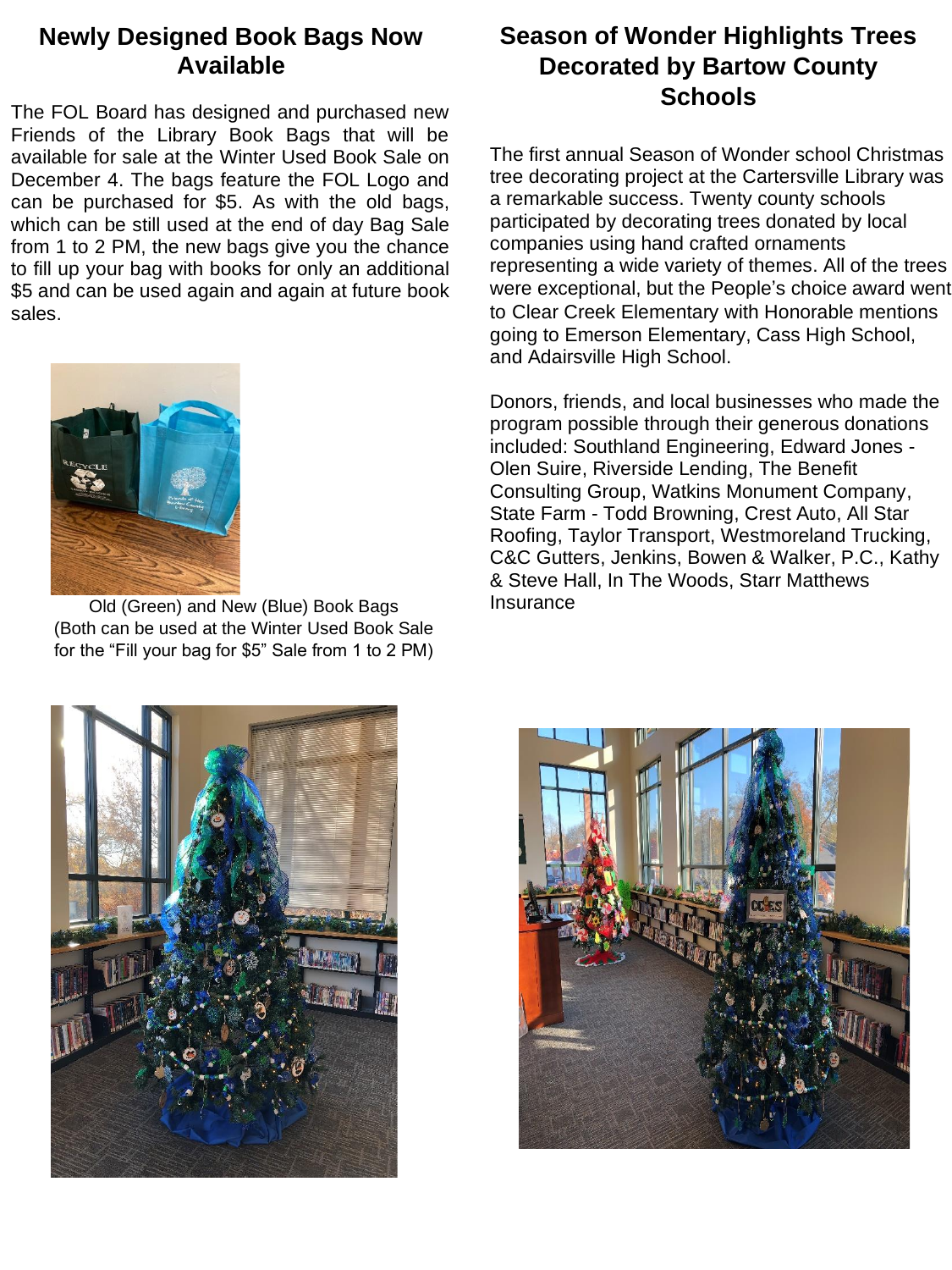## Newly Designed Book Bags Now Available

The FOL Board has designed and purchased new Friends of the Library Book Bags that will be available for sale at the Winter Used Book Sale on December 4. The bags feature the FOL Logo and can be purchased for $5. As with the old bags, which can be still used at the end of day Bag Sale from 1 to 2 PM, the new bags give you the chance to fill up your bag with books for only an additional $5 and can be used again and again at future book sales.

Old (Green) and New (Blue) Book Bags
(Both can be used at the Winter Used Book Sale for the "Fill your bag for $5" Sale from 1 to 2 PM)

## Season of Wonder Highlights Trees Decorated by Bartow County Schools

The first annual Season of Wonder school Christmas tree decorating project at the Cartersville Library was a remarkable success. Twenty county schools participated by decorating trees donated by local companies using hand crafted ornaments representing a wide variety of themes. All of the trees were exceptional, but the People's choice award went to Clear Creek Elementary with Honorable mentions going to Emerson Elementary, Cass High School, and Adairsville High School.

Donors, friends, and local businesses who made the program possible through their generous donations included: Southland Engineering, Edward Jones - Olen Suire, Riverside Lending, The Benefit Consulting Group, Watkins Monument Company, State Farm - Todd Browning, Crest Auto, All Star Roofing, Taylor Transport, Westmoreland Trucking, C&C Gutters, Jenkins, Bowen & Walker, P.C., Kathy & Steve Hall, In The Woods, Starr Matthews Insurance